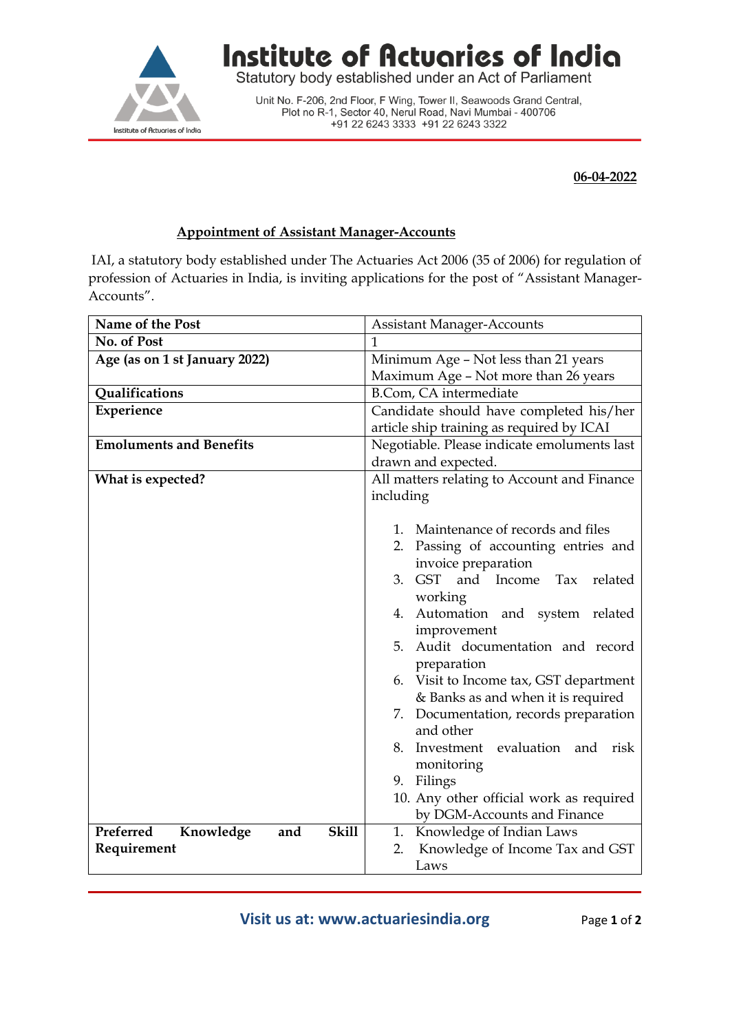# Institute of Actuaries of India

Statutory body established under an Act of Parliament

Unit No. F-206, 2nd Floor, F Wing, Tower II, Seawoods Grand Central, Plot no R-1, Sector 40, Nerul Road, Navi Mumbai - 400706
+91 22 6243 3333 +91 22 6243 3322

**06-04-2022**

## Appointment of Assistant Manager-Accounts

IAI, a statutory body established under The Actuaries Act 2006 (35 of 2006) for regulation of profession of Actuaries in India, is inviting applications for the post of "Assistant Manager-Accounts".

| **Name of the Post** | Assistant Manager-Accounts |
|---|---|
| **No. of Post** | 1 |
| **Age (as on 1 st January 2022)** | Minimum Age – Not less than 21 years<br>Maximum Age – Not more than 26 years |
| **Qualifications** | B.Com, CA intermediate |
| **Experience** | Candidate should have completed his/her article ship training as required by ICAI |
| **Emoluments and Benefits** | Negotiable. Please indicate emoluments last drawn and expected. |
| **What is expected?** | All matters relating to Account and Finance including<br><br>1. Maintenance of records and files<br>2. Passing of accounting entries and invoice preparation<br>3. GST and Income Tax related working<br>4. Automation and system related improvement<br>5. Audit documentation and record preparation<br>6. Visit to Income tax, GST department & Banks as and when it is required<br>7. Documentation, records preparation and other<br>8. Investment evaluation and risk monitoring<br>9. Filings<br>10. Any other official work as required by DGM-Accounts and Finance |
| **Preferred Knowledge and Skill Requirement** | 1. Knowledge of Indian Laws<br>2. Knowledge of Income Tax and GST Laws |

Visit us at: www.actuariesindia.org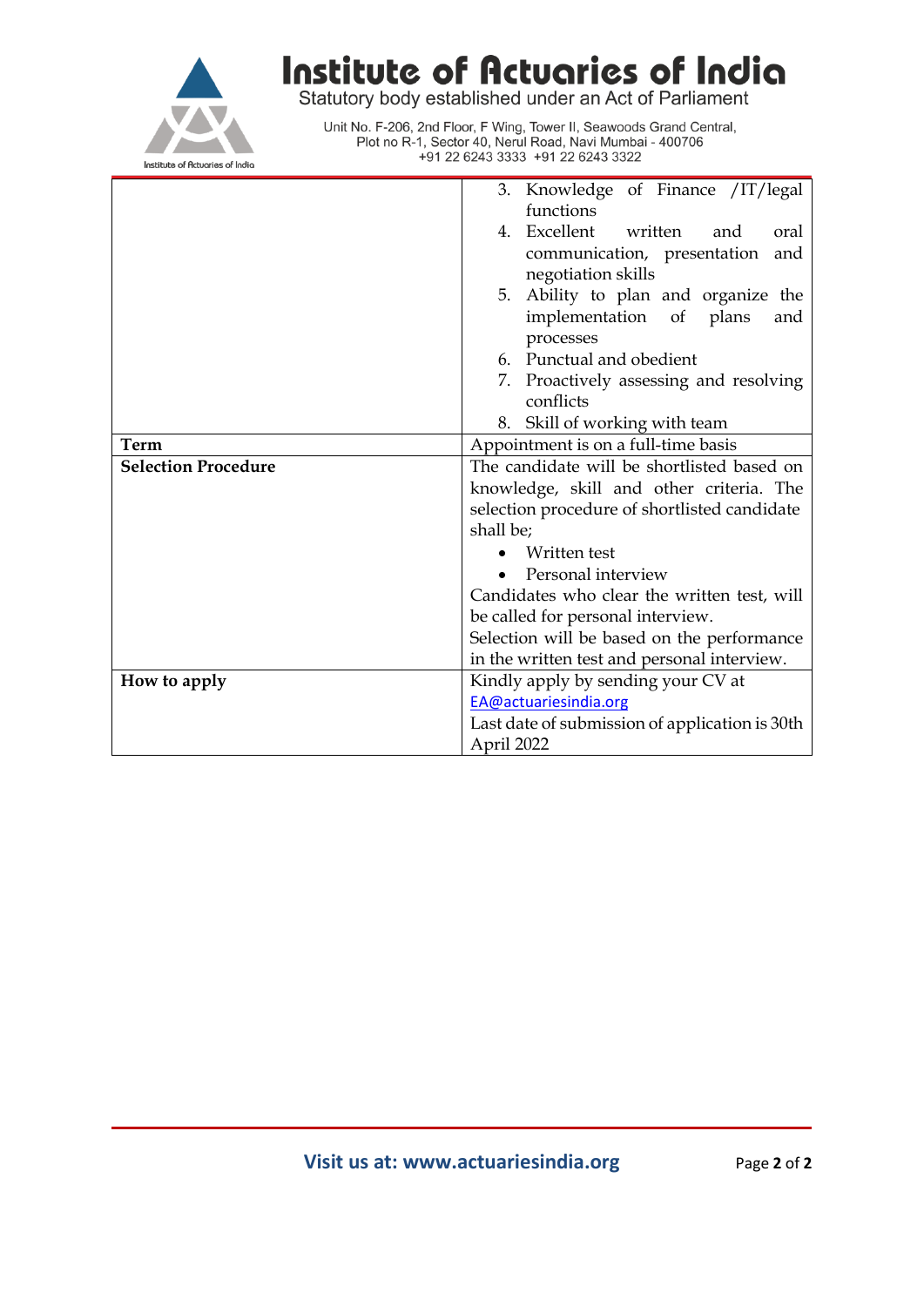| | |
|---|---|
| | 3. Knowledge of Finance /IT/legal functions<br>4. Excellent written and oral communication, presentation and negotiation skills<br>5. Ability to plan and organize the implementation of plans and processes<br>6. Punctual and obedient<br>7. Proactively assessing and resolving conflicts<br>8. Skill of working with team |
| **Term** | Appointment is on a full-time basis |
| **Selection Procedure** | The candidate will be shortlisted based on knowledge, skill and other criteria. The selection procedure of shortlisted candidate shall be;<br>• Written test<br>• Personal interview<br>Candidates who clear the written test, will be called for personal interview.<br>Selection will be based on the performance in the written test and personal interview. |
| **How to apply** | Kindly apply by sending your CV at EA@actuariesindia.org<br>Last date of submission of application is 30th April 2022 |